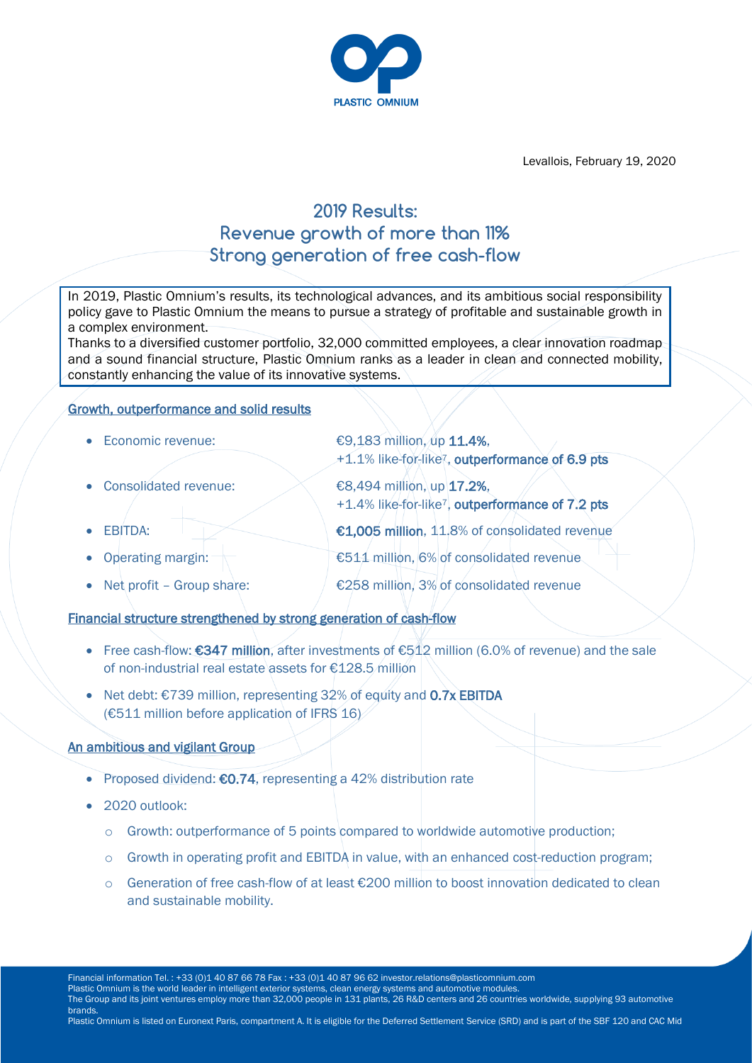Levallois, February 19, 2020

# 2019 Results: Revenue growth of more than 11% Strong generation of free cash-flow

In 2019, Plastic Omnium's results, its technological advances, and its ambitious social responsibility policy gave to Plastic Omnium the means to pursue a strategy of profitable and sustainable growth in a complex environment.

Thanks to a diversified customer portfolio, 32,000 committed employees, a clear innovation roadmap and a sound financial structure, Plastic Omnium ranks as a leader in clean and connected mobility, constantly enhancing the value of its innovative systems.

## Growth, outperformance and solid results

- Economic revenue: €9,183 million, up **11.4%**, +1.1% like-for-like[7], **outperformance of 6.9 pts**
- Consolidated revenue: €8,494 million, up **17.2%**, +1.4% like-for-like[7], **outperformance of 7.2 pts**
- EBITDA: **€1,005 million**, 11.8% of consolidated revenue
- Operating margin: €511 million, 6% of consolidated revenue
- Net profit – Group share: €258 million, 3% of consolidated revenue

## Financial structure strengthened by strong generation of cash-flow

- Free cash-flow: **€347 million**, after investments of €512 million (6.0% of revenue) and the sale of non-industrial real estate assets for €128.5 million
- Net debt: €739 million, representing 32% of equity and **0.7x EBITDA** (€511 million before application of IFRS 16)

## An ambitious and vigilant Group

- Proposed dividend: **€0.74**, representing a 42% distribution rate
- 2020 outlook:
  - Growth: outperformance of 5 points compared to worldwide automotive production;
  - Growth in operating profit and EBITDA in value, with an enhanced cost-reduction program;
  - Generation of free cash-flow of at least €200 million to boost innovation dedicated to clean and sustainable mobility.

Financial information Tel. : +33 (0)1 40 87 66 78 Fax : +33 (0)1 40 87 96 62 investor.relations@plasticomnium.com
Plastic Omnium is the world leader in intelligent exterior systems, clean energy systems and automotive modules.
The Group and its joint ventures employ more than 32,000 people in 131 plants, 26 R&D centers and 26 countries worldwide, supplying 93 automotive brands.
Plastic Omnium is listed on Euronext Paris, compartment A. It is eligible for the Deferred Settlement Service (SRD) and is part of the SBF 120 and CAC Mid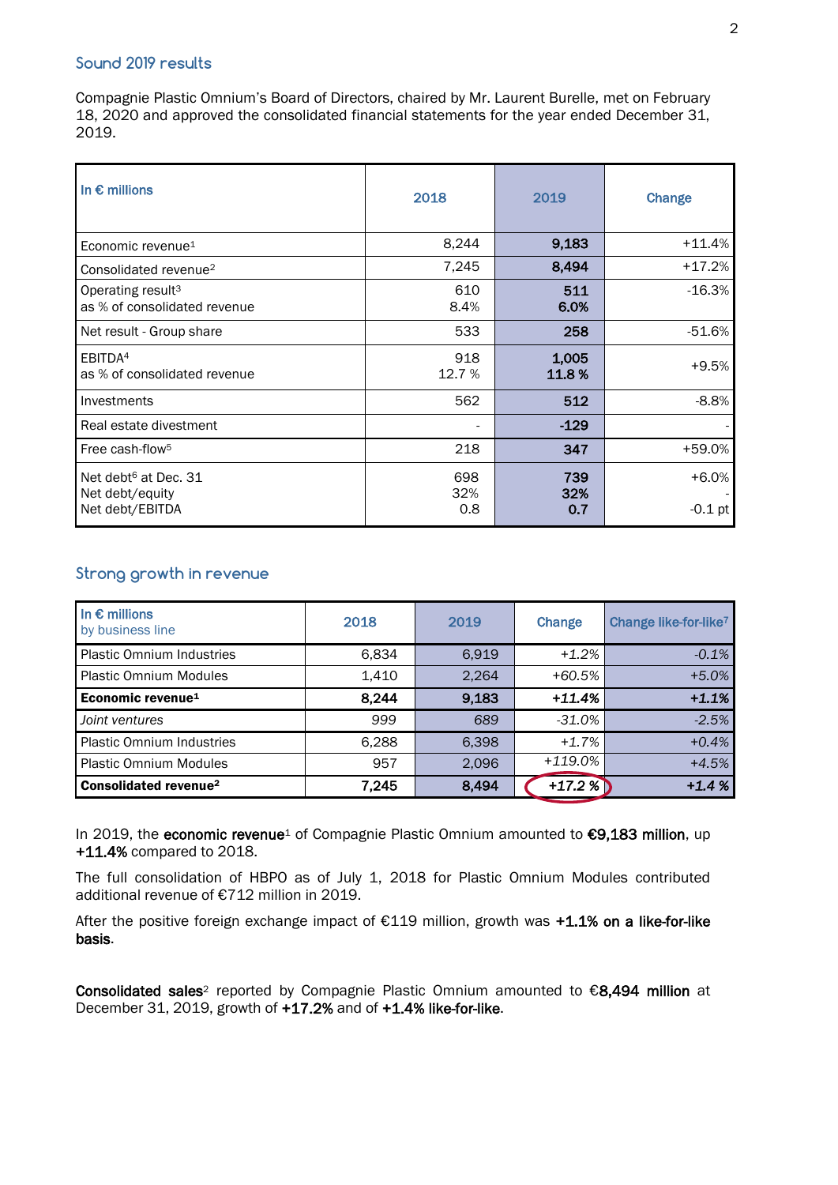## Sound 2019 results

Compagnie Plastic Omnium's Board of Directors, chaired by Mr. Laurent Burelle, met on February 18, 2020 and approved the consolidated financial statements for the year ended December 31, 2019.

| In € millions | 2018 | 2019 | Change |
|---|---|---|---|
| Economic revenue[1] | 8,244 | **9,183** | +11.4% |
| Consolidated revenue[2] | 7,245 | **8,494** | +17.2% |
| Operating result[3]<br>as % of consolidated revenue | 610<br>8.4% | **511**<br>**6.0%** | -16.3% |
| Net result - Group share | 533 | **258** | -51.6% |
| EBITDA[4]<br>as % of consolidated revenue | 918<br>12.7 % | **1,005**<br>**11.8 %** | +9.5% |
| Investments | 562 | **512** | -8.8% |
| Real estate divestment | - | **-129** | - |
| Free cash-flow[5] | 218 | **347** | +59.0% |
| Net debt[6] at Dec. 31<br>Net debt/equity<br>Net debt/EBITDA | 698<br>32%<br>0.8 | **739**<br>**32%**<br>**0.7** | +6.0%<br>-<br>-0.1 pt |

## Strong growth in revenue

| In € millions<br>by business line | 2018 | 2019 | Change | Change like-for-like[7] |
|---|---|---|---|---|
| Plastic Omnium Industries | 6,834 | 6,919 | *+1.2%* | *-0.1%* |
| Plastic Omnium Modules | 1,410 | 2,264 | +60.5% | +5.0% |
| **Economic revenue[1]** | **8,244** | **9,183** | ***+11.4%*** | ***+1.1%*** |
| *Joint ventures* | *999* | *689* | *-31.0%* | *-2.5%* |
| Plastic Omnium Industries | 6,288 | 6,398 | *+1.7%* | *+0.4%* |
| Plastic Omnium Modules | 957 | 2,096 | *+119.0%* | *+4.5%* |
| **Consolidated revenue[2]** | **7,245** | **8,494** | ***+17.2 %*** | ***+1.4 %*** |

In 2019, the **economic revenue**[1] of Compagnie Plastic Omnium amounted to **€9,183 million**, up **+11.4%** compared to 2018.

The full consolidation of HBPO as of July 1, 2018 for Plastic Omnium Modules contributed additional revenue of €712 million in 2019.

After the positive foreign exchange impact of €119 million, growth was **+1.1% on a like-for-like basis**.

**Consolidated sales**[2] reported by Compagnie Plastic Omnium amounted to €**8,494 million** at December 31, 2019, growth of **+17.2%** and of **+1.4% like-for-like**.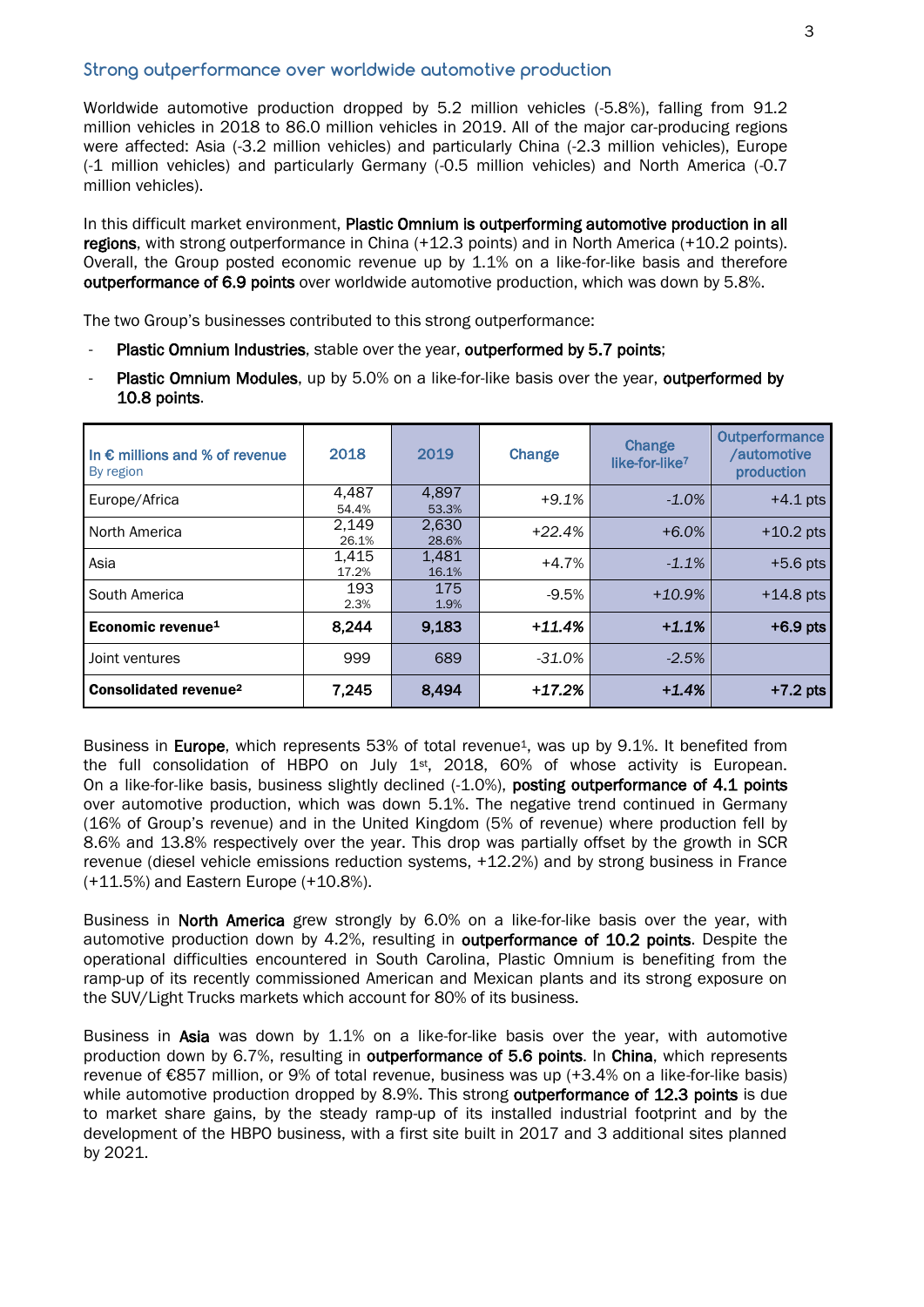## Strong outperformance over worldwide automotive production

Worldwide automotive production dropped by 5.2 million vehicles (-5.8%), falling from 91.2 million vehicles in 2018 to 86.0 million vehicles in 2019. All of the major car-producing regions were affected: Asia (-3.2 million vehicles) and particularly China (-2.3 million vehicles), Europe (-1 million vehicles) and particularly Germany (-0.5 million vehicles) and North America (-0.7 million vehicles).

In this difficult market environment, **Plastic Omnium is outperforming automotive production in all regions**, with strong outperformance in China (+12.3 points) and in North America (+10.2 points). Overall, the Group posted economic revenue up by 1.1% on a like-for-like basis and therefore **outperformance of 6.9 points** over worldwide automotive production, which was down by 5.8%.

The two Group's businesses contributed to this strong outperformance:

- **Plastic Omnium Industries**, stable over the year, **outperformed by 5.7 points**;
- **Plastic Omnium Modules**, up by 5.0% on a like-for-like basis over the year, **outperformed by 10.8 points**.

| In € millions and % of revenue<br>By region | 2018 | 2019 | Change | Change like-for-like[7] | Outperformance /automotive production |
|---|---|---|---|---|---|
| Europe/Africa | 4,487<br>54.4% | 4,897<br>53.3% | *+9.1%* | *-1.0%* | +4.1 pts |
| North America | 2,149<br>26.1% | 2,630<br>28.6% | *+22.4%* | *+6.0%* | +10.2 pts |
| Asia | 1,415<br>17.2% | 1,481<br>16.1% | +4.7% | *-1.1%* | +5.6 pts |
| South America | 193<br>2.3% | 175<br>1.9% | -9.5% | *+10.9%* | +14.8 pts |
| **Economic revenue[1]** | **8,244** | **9,183** | ***+11.4%*** | ***+1.1%*** | **+6.9 pts** |
| Joint ventures | 999 | 689 | *-31.0%* | *-2.5%* | |
| **Consolidated revenue[2]** | **7,245** | **8,494** | ***+17.2%*** | ***+1.4%*** | **+7.2 pts** |

Business in **Europe**, which represents 53% of total revenue[1], was up by 9.1%. It benefited from the full consolidation of HBPO on July 1st, 2018, 60% of whose activity is European. On a like-for-like basis, business slightly declined (-1.0%), **posting outperformance of 4.1 points** over automotive production, which was down 5.1%. The negative trend continued in Germany (16% of Group's revenue) and in the United Kingdom (5% of revenue) where production fell by 8.6% and 13.8% respectively over the year. This drop was partially offset by the growth in SCR revenue (diesel vehicle emissions reduction systems, +12.2%) and by strong business in France (+11.5%) and Eastern Europe (+10.8%).

Business in **North America** grew strongly by 6.0% on a like-for-like basis over the year, with automotive production down by 4.2%, resulting in **outperformance of 10.2 points**. Despite the operational difficulties encountered in South Carolina, Plastic Omnium is benefiting from the ramp-up of its recently commissioned American and Mexican plants and its strong exposure on the SUV/Light Trucks markets which account for 80% of its business.

Business in **Asia** was down by 1.1% on a like-for-like basis over the year, with automotive production down by 6.7%, resulting in **outperformance of 5.6 points**. In **China**, which represents revenue of €857 million, or 9% of total revenue, business was up (+3.4% on a like-for-like basis) while automotive production dropped by 8.9%. This strong **outperformance of 12.3 points** is due to market share gains, by the steady ramp-up of its installed industrial footprint and by the development of the HBPO business, with a first site built in 2017 and 3 additional sites planned by 2021.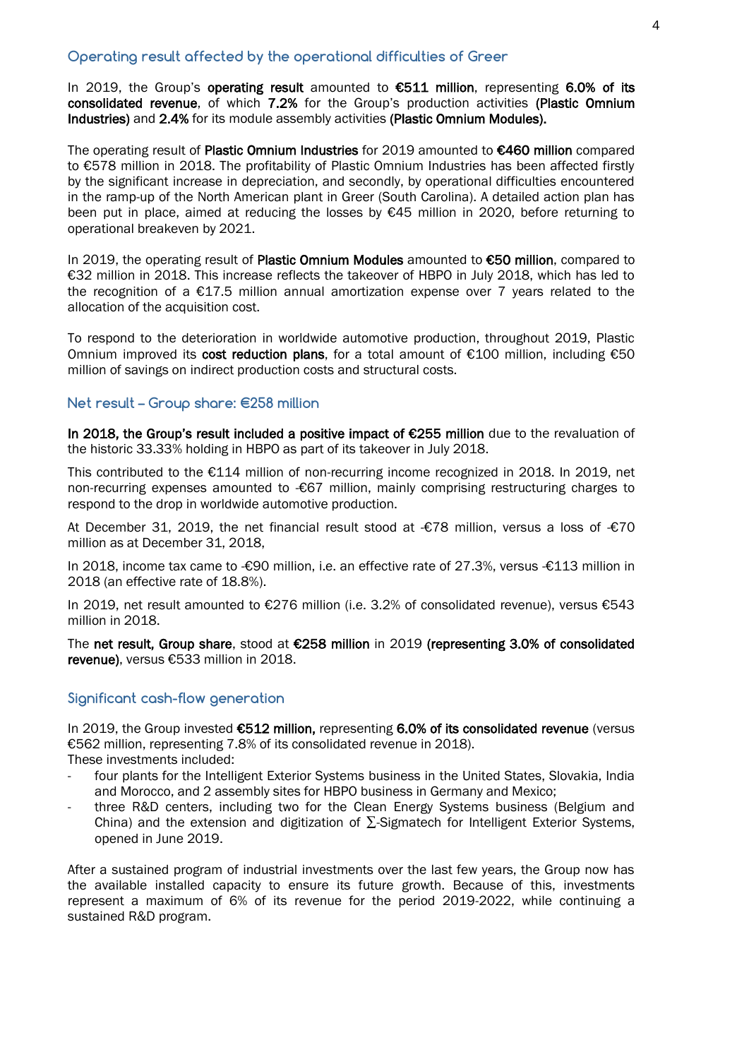## Operating result affected by the operational difficulties of Greer

In 2019, the Group's **operating result** amounted to **€511 million**, representing **6.0% of its consolidated revenue**, of which **7.2%** for the Group's production activities **(Plastic Omnium Industries)** and **2.4%** for its module assembly activities **(Plastic Omnium Modules).**

The operating result of **Plastic Omnium Industries** for 2019 amounted to **€460 million** compared to €578 million in 2018. The profitability of Plastic Omnium Industries has been affected firstly by the significant increase in depreciation, and secondly, by operational difficulties encountered in the ramp-up of the North American plant in Greer (South Carolina). A detailed action plan has been put in place, aimed at reducing the losses by €45 million in 2020, before returning to operational breakeven by 2021.

In 2019, the operating result of **Plastic Omnium Modules** amounted to **€50 million**, compared to €32 million in 2018. This increase reflects the takeover of HBPO in July 2018, which has led to the recognition of a €17.5 million annual amortization expense over 7 years related to the allocation of the acquisition cost.

To respond to the deterioration in worldwide automotive production, throughout 2019, Plastic Omnium improved its **cost reduction plans**, for a total amount of €100 million, including €50 million of savings on indirect production costs and structural costs.

## Net result – Group share: €258 million

**In 2018, the Group's result included a positive impact of €255 million** due to the revaluation of the historic 33.33% holding in HBPO as part of its takeover in July 2018.

This contributed to the €114 million of non-recurring income recognized in 2018. In 2019, net non-recurring expenses amounted to -€67 million, mainly comprising restructuring charges to respond to the drop in worldwide automotive production.

At December 31, 2019, the net financial result stood at -€78 million, versus a loss of -€70 million as at December 31, 2018,

In 2018, income tax came to -€90 million, i.e. an effective rate of 27.3%, versus -€113 million in 2018 (an effective rate of 18.8%).

In 2019, net result amounted to €276 million (i.e. 3.2% of consolidated revenue), versus €543 million in 2018.

The **net result, Group share**, stood at **€258 million** in 2019 **(representing 3.0% of consolidated revenue)**, versus €533 million in 2018.

## Significant cash-flow generation

In 2019, the Group invested **€512 million,** representing **6.0% of its consolidated revenue** (versus €562 million, representing 7.8% of its consolidated revenue in 2018).
These investments included:

- four plants for the Intelligent Exterior Systems business in the United States, Slovakia, India and Morocco, and 2 assembly sites for HBPO business in Germany and Mexico;
- three R&D centers, including two for the Clean Energy Systems business (Belgium and China) and the extension and digitization of ∑-Sigmatech for Intelligent Exterior Systems, opened in June 2019.

After a sustained program of industrial investments over the last few years, the Group now has the available installed capacity to ensure its future growth. Because of this, investments represent a maximum of 6% of its revenue for the period 2019-2022, while continuing a sustained R&D program.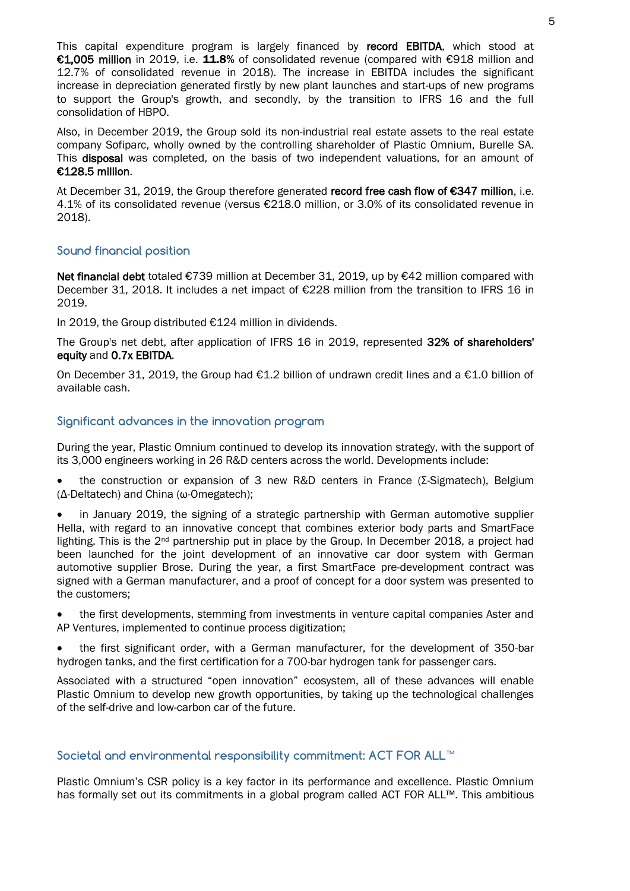This capital expenditure program is largely financed by **record EBITDA**, which stood at **€1,005 million** in 2019, i.e. **11.8%** of consolidated revenue (compared with €918 million and 12.7% of consolidated revenue in 2018). The increase in EBITDA includes the significant increase in depreciation generated firstly by new plant launches and start-ups of new programs to support the Group's growth, and secondly, by the transition to IFRS 16 and the full consolidation of HBPO.

Also, in December 2019, the Group sold its non-industrial real estate assets to the real estate company Sofiparc, wholly owned by the controlling shareholder of Plastic Omnium, Burelle SA. This **disposal** was completed, on the basis of two independent valuations, for an amount of **€128.5 million**.

At December 31, 2019, the Group therefore generated **record free cash flow of €347 million**, i.e. 4.1% of its consolidated revenue (versus €218.0 million, or 3.0% of its consolidated revenue in 2018).

## Sound financial position

**Net financial debt** totaled €739 million at December 31, 2019, up by €42 million compared with December 31, 2018. It includes a net impact of €228 million from the transition to IFRS 16 in 2019.

In 2019, the Group distributed €124 million in dividends.

The Group's net debt, after application of IFRS 16 in 2019, represented **32% of shareholders' equity** and **0.7x EBITDA**.

On December 31, 2019, the Group had €1.2 billion of undrawn credit lines and a €1.0 billion of available cash.

## Significant advances in the innovation program

During the year, Plastic Omnium continued to develop its innovation strategy, with the support of its 3,000 engineers working in 26 R&D centers across the world. Developments include:

- the construction or expansion of 3 new R&D centers in France (Σ-Sigmatech), Belgium (Δ-Deltatech) and China (ω-Omegatech);
- in January 2019, the signing of a strategic partnership with German automotive supplier Hella, with regard to an innovative concept that combines exterior body parts and SmartFace lighting. This is the 2nd partnership put in place by the Group. In December 2018, a project had been launched for the joint development of an innovative car door system with German automotive supplier Brose. During the year, a first SmartFace pre-development contract was signed with a German manufacturer, and a proof of concept for a door system was presented to the customers;
- the first developments, stemming from investments in venture capital companies Aster and AP Ventures, implemented to continue process digitization;
- the first significant order, with a German manufacturer, for the development of 350-bar hydrogen tanks, and the first certification for a 700-bar hydrogen tank for passenger cars.

Associated with a structured "open innovation" ecosystem, all of these advances will enable Plastic Omnium to develop new growth opportunities, by taking up the technological challenges of the self-drive and low-carbon car of the future.

## Societal and environmental responsibility commitment: ACT FOR ALL™

Plastic Omnium's CSR policy is a key factor in its performance and excellence. Plastic Omnium has formally set out its commitments in a global program called ACT FOR ALL™. This ambitious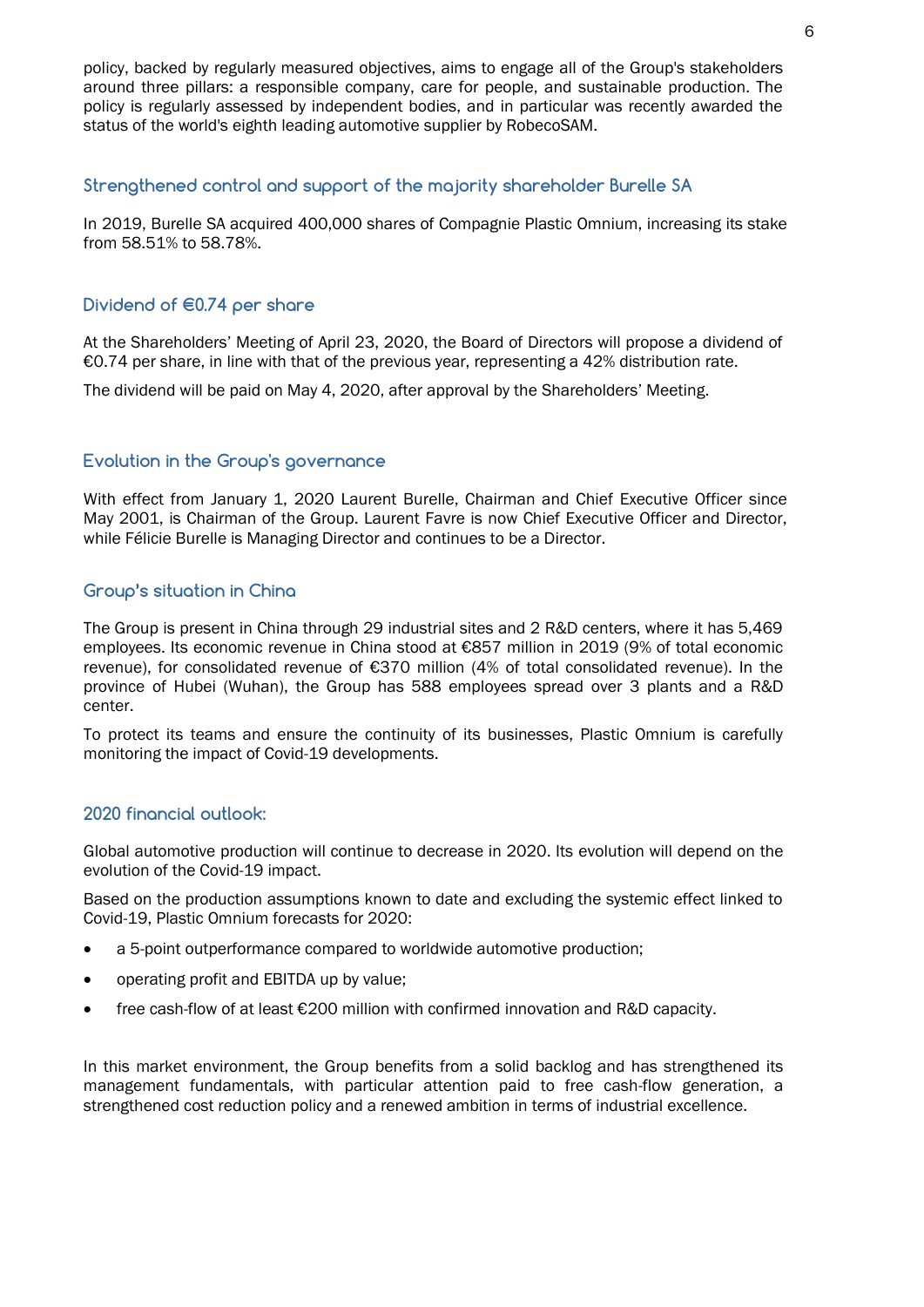policy, backed by regularly measured objectives, aims to engage all of the Group's stakeholders around three pillars: a responsible company, care for people, and sustainable production. The policy is regularly assessed by independent bodies, and in particular was recently awarded the status of the world's eighth leading automotive supplier by RobecoSAM.

## Strengthened control and support of the majority shareholder Burelle SA

In 2019, Burelle SA acquired 400,000 shares of Compagnie Plastic Omnium, increasing its stake from 58.51% to 58.78%.

## Dividend of €0.74 per share

At the Shareholders' Meeting of April 23, 2020, the Board of Directors will propose a dividend of €0.74 per share, in line with that of the previous year, representing a 42% distribution rate.

The dividend will be paid on May 4, 2020, after approval by the Shareholders' Meeting.

## Evolution in the Group's governance

With effect from January 1, 2020 Laurent Burelle, Chairman and Chief Executive Officer since May 2001, is Chairman of the Group. Laurent Favre is now Chief Executive Officer and Director, while Félicie Burelle is Managing Director and continues to be a Director.

## Group's situation in China

The Group is present in China through 29 industrial sites and 2 R&D centers, where it has 5,469 employees. Its economic revenue in China stood at €857 million in 2019 (9% of total economic revenue), for consolidated revenue of €370 million (4% of total consolidated revenue). In the province of Hubei (Wuhan), the Group has 588 employees spread over 3 plants and a R&D center.

To protect its teams and ensure the continuity of its businesses, Plastic Omnium is carefully monitoring the impact of Covid-19 developments.

## 2020 financial outlook:

Global automotive production will continue to decrease in 2020. Its evolution will depend on the evolution of the Covid-19 impact.

Based on the production assumptions known to date and excluding the systemic effect linked to Covid-19, Plastic Omnium forecasts for 2020:

- a 5-point outperformance compared to worldwide automotive production;
- operating profit and EBITDA up by value;
- free cash-flow of at least €200 million with confirmed innovation and R&D capacity.

In this market environment, the Group benefits from a solid backlog and has strengthened its management fundamentals, with particular attention paid to free cash-flow generation, a strengthened cost reduction policy and a renewed ambition in terms of industrial excellence.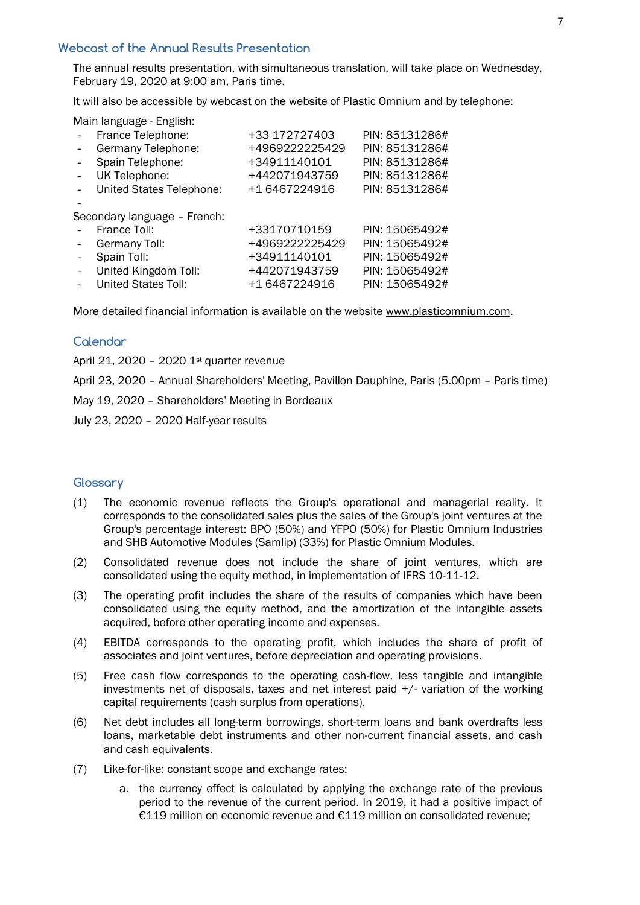## Webcast of the Annual Results Presentation

The annual results presentation, with simultaneous translation, will take place on Wednesday, February 19, 2020 at 9:00 am, Paris time.

It will also be accessible by webcast on the website of Plastic Omnium and by telephone:

Main language - English:

| | | |
|---|---|---|
| - France Telephone: | +33 172727403 | PIN: 85131286# |
| - Germany Telephone: | +4969222225429 | PIN: 85131286# |
| - Spain Telephone: | +34911140101 | PIN: 85131286# |
| - UK Telephone: | +442071943759 | PIN: 85131286# |
| - United States Telephone: | +1 6467224916 | PIN: 85131286# |

-

Secondary language – French:

| | | |
|---|---|---|
| - France Toll: | +33170710159 | PIN: 15065492# |
| - Germany Toll: | +4969222225429 | PIN: 15065492# |
| - Spain Toll: | +34911140101 | PIN: 15065492# |
| - United Kingdom Toll: | +442071943759 | PIN: 15065492# |
| - United States Toll: | +1 6467224916 | PIN: 15065492# |

More detailed financial information is available on the website www.plasticomnium.com.

## Calendar

April 21, 2020 – 2020 1st quarter revenue

April 23, 2020 – Annual Shareholders' Meeting, Pavillon Dauphine, Paris (5.00pm – Paris time)

May 19, 2020 – Shareholders' Meeting in Bordeaux

July 23, 2020 – 2020 Half-year results

## Glossary

(1) The economic revenue reflects the Group's operational and managerial reality. It corresponds to the consolidated sales plus the sales of the Group's joint ventures at the Group's percentage interest: BPO (50%) and YFPO (50%) for Plastic Omnium Industries and SHB Automotive Modules (Samlip) (33%) for Plastic Omnium Modules.

(2) Consolidated revenue does not include the share of joint ventures, which are consolidated using the equity method, in implementation of IFRS 10-11-12.

(3) The operating profit includes the share of the results of companies which have been consolidated using the equity method, and the amortization of the intangible assets acquired, before other operating income and expenses.

(4) EBITDA corresponds to the operating profit, which includes the share of profit of associates and joint ventures, before depreciation and operating provisions.

(5) Free cash flow corresponds to the operating cash-flow, less tangible and intangible investments net of disposals, taxes and net interest paid +/- variation of the working capital requirements (cash surplus from operations).

(6) Net debt includes all long-term borrowings, short-term loans and bank overdrafts less loans, marketable debt instruments and other non-current financial assets, and cash and cash equivalents.

(7) Like-for-like: constant scope and exchange rates:

   a. the currency effect is calculated by applying the exchange rate of the previous period to the revenue of the current period. In 2019, it had a positive impact of €119 million on economic revenue and €119 million on consolidated revenue;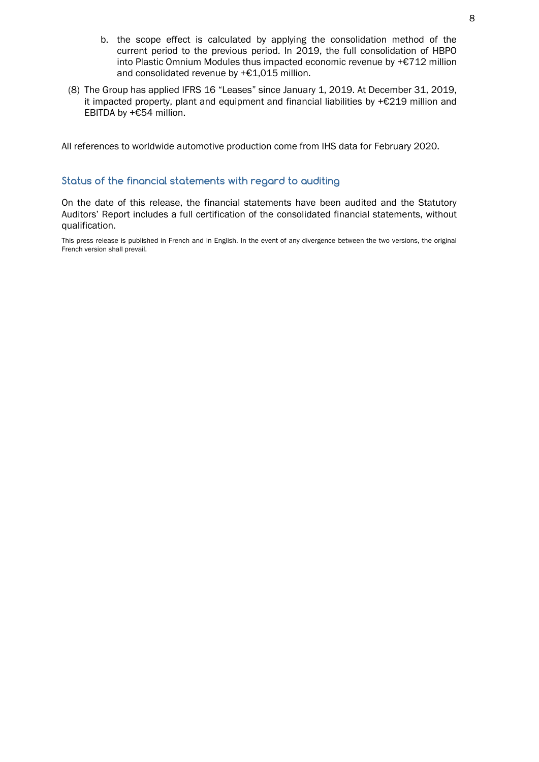b. the scope effect is calculated by applying the consolidation method of the current period to the previous period. In 2019, the full consolidation of HBPO into Plastic Omnium Modules thus impacted economic revenue by +€712 million and consolidated revenue by +€1,015 million.

(8) The Group has applied IFRS 16 "Leases" since January 1, 2019. At December 31, 2019, it impacted property, plant and equipment and financial liabilities by +€219 million and EBITDA by +€54 million.

All references to worldwide automotive production come from IHS data for February 2020.

## Status of the financial statements with regard to auditing

On the date of this release, the financial statements have been audited and the Statutory Auditors' Report includes a full certification of the consolidated financial statements, without qualification.

This press release is published in French and in English. In the event of any divergence between the two versions, the original French version shall prevail.